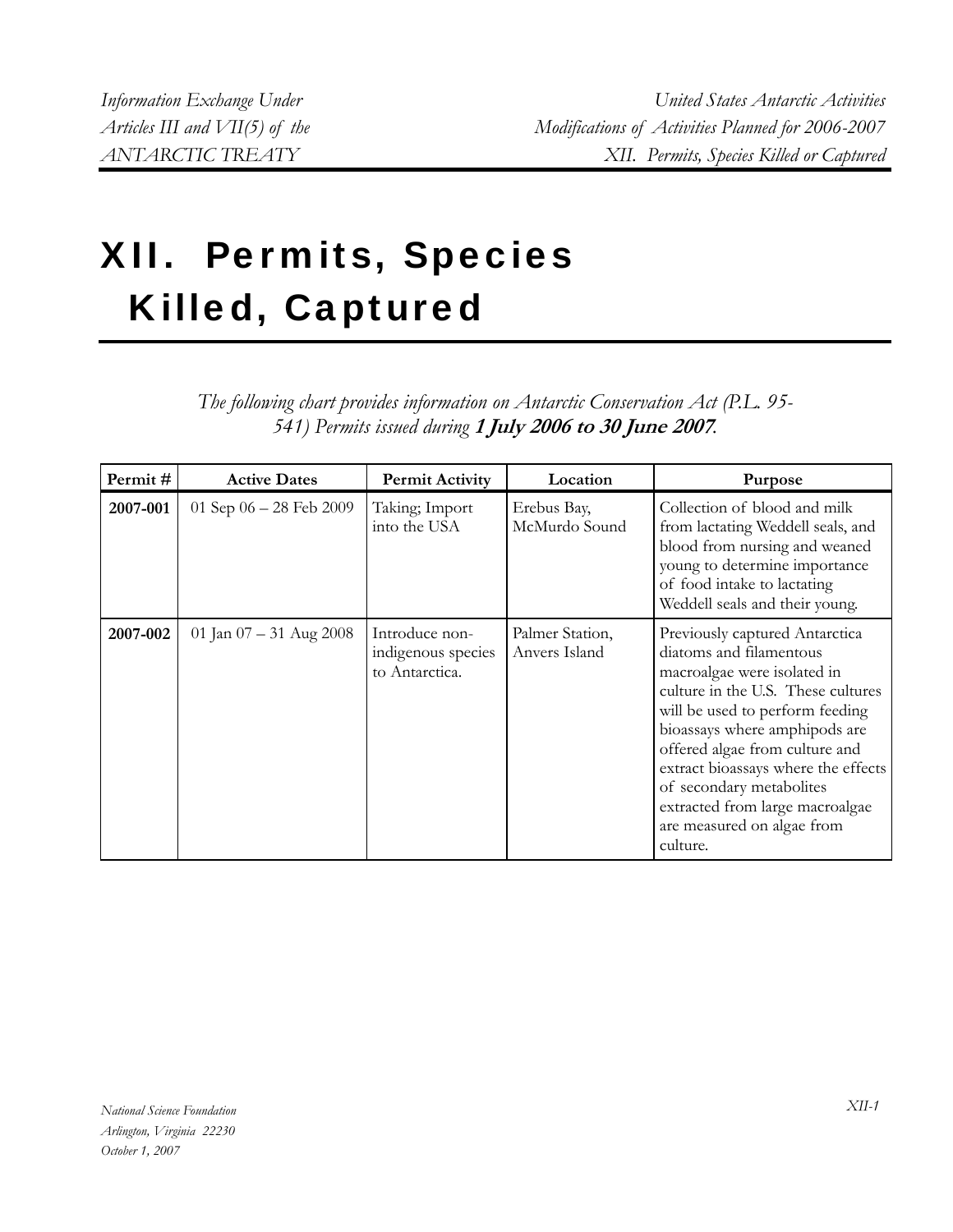# XII. Permits, Species Killed, Captured

*The following chart provides information on Antarctic Conservation Act (P.L. 95-541) Permits issued during **1 July 2006 to 30 June 2007**.*

| Permit # | Active Dates | Permit Activity | Location | Purpose |
|---|---|---|---|---|
| **2007-001** | 01 Sep 06 – 28 Feb 2009 | Taking; Import into the USA | Erebus Bay, McMurdo Sound | Collection of blood and milk from lactating Weddell seals, and blood from nursing and weaned young to determine importance of food intake to lactating Weddell seals and their young. |
| **2007-002** | 01 Jan 07 – 31 Aug 2008 | Introduce non-indigenous species to Antarctica. | Palmer Station, Anvers Island | Previously captured Antarctica diatoms and filamentous macroalgae were isolated in culture in the U.S. These cultures will be used to perform feeding bioassays where amphipods are offered algae from culture and extract bioassays where the effects of secondary metabolites extracted from large macroalgae are measured on algae from culture. |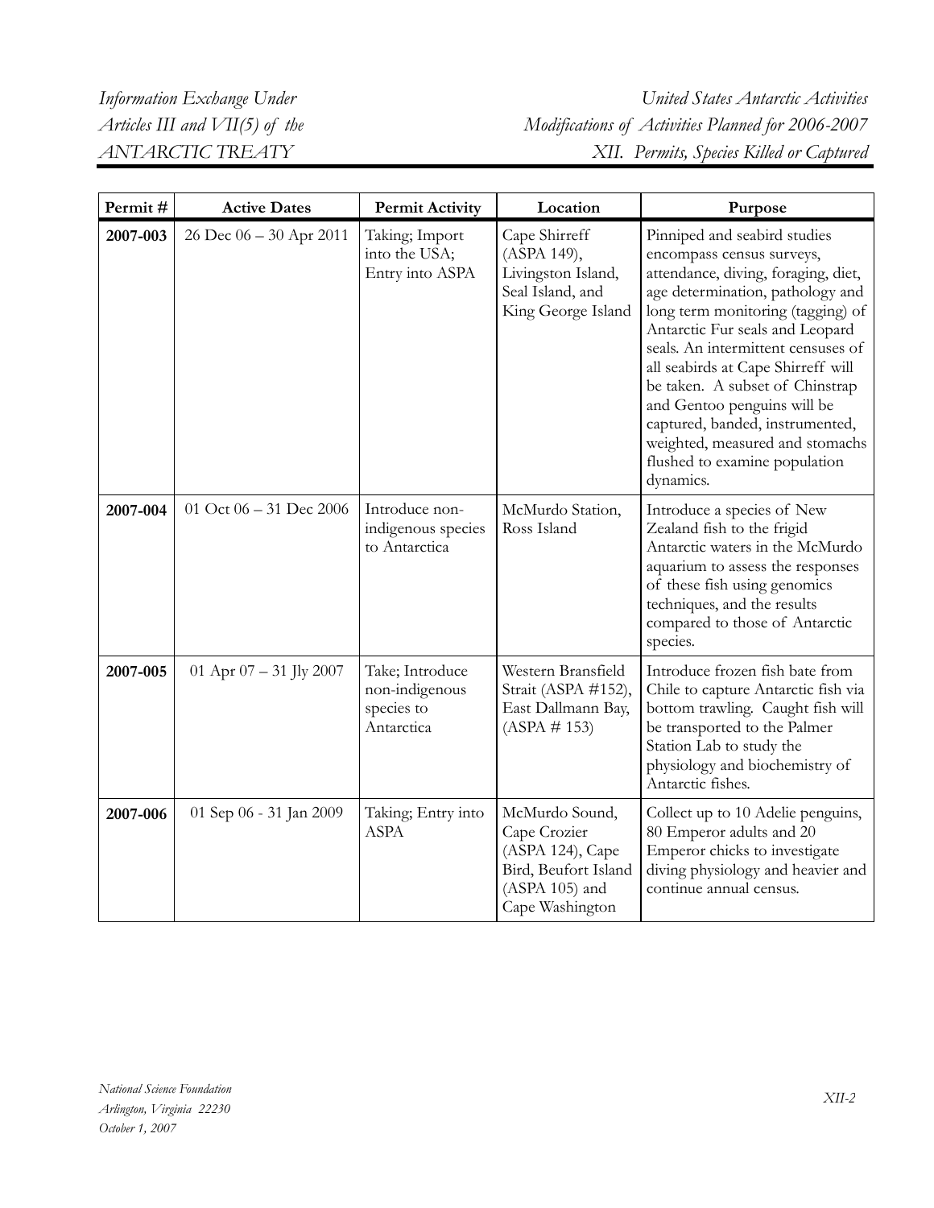| Permit # | Active Dates | Permit Activity | Location | Purpose |
|---|---|---|---|---|
| **2007-003** | 26 Dec 06 – 30 Apr 2011 | Taking; Import into the USA; Entry into ASPA | Cape Shirreff (ASPA 149), Livingston Island, Seal Island, and King George Island | Pinniped and seabird studies encompass census surveys, attendance, diving, foraging, diet, age determination, pathology and long term monitoring (tagging) of Antarctic Fur seals and Leopard seals. An intermittent censuses of all seabirds at Cape Shirreff will be taken. A subset of Chinstrap and Gentoo penguins will be captured, banded, instrumented, weighted, measured and stomachs flushed to examine population dynamics. |
| **2007-004** | 01 Oct 06 – 31 Dec 2006 | Introduce non-indigenous species to Antarctica | McMurdo Station, Ross Island | Introduce a species of New Zealand fish to the frigid Antarctic waters in the McMurdo aquarium to assess the responses of these fish using genomics techniques, and the results compared to those of Antarctic species. |
| **2007-005** | 01 Apr 07 – 31 Jly 2007 | Take; Introduce non-indigenous species to Antarctica | Western Bransfield Strait (ASPA #152), East Dallmann Bay, (ASPA # 153) | Introduce frozen fish bate from Chile to capture Antarctic fish via bottom trawling. Caught fish will be transported to the Palmer Station Lab to study the physiology and biochemistry of Antarctic fishes. |
| **2007-006** | 01 Sep 06 - 31 Jan 2009 | Taking; Entry into ASPA | McMurdo Sound, Cape Crozier (ASPA 124), Cape Bird, Beufort Island (ASPA 105) and Cape Washington | Collect up to 10 Adelie penguins, 80 Emperor adults and 20 Emperor chicks to investigate diving physiology and heavier and continue annual census. |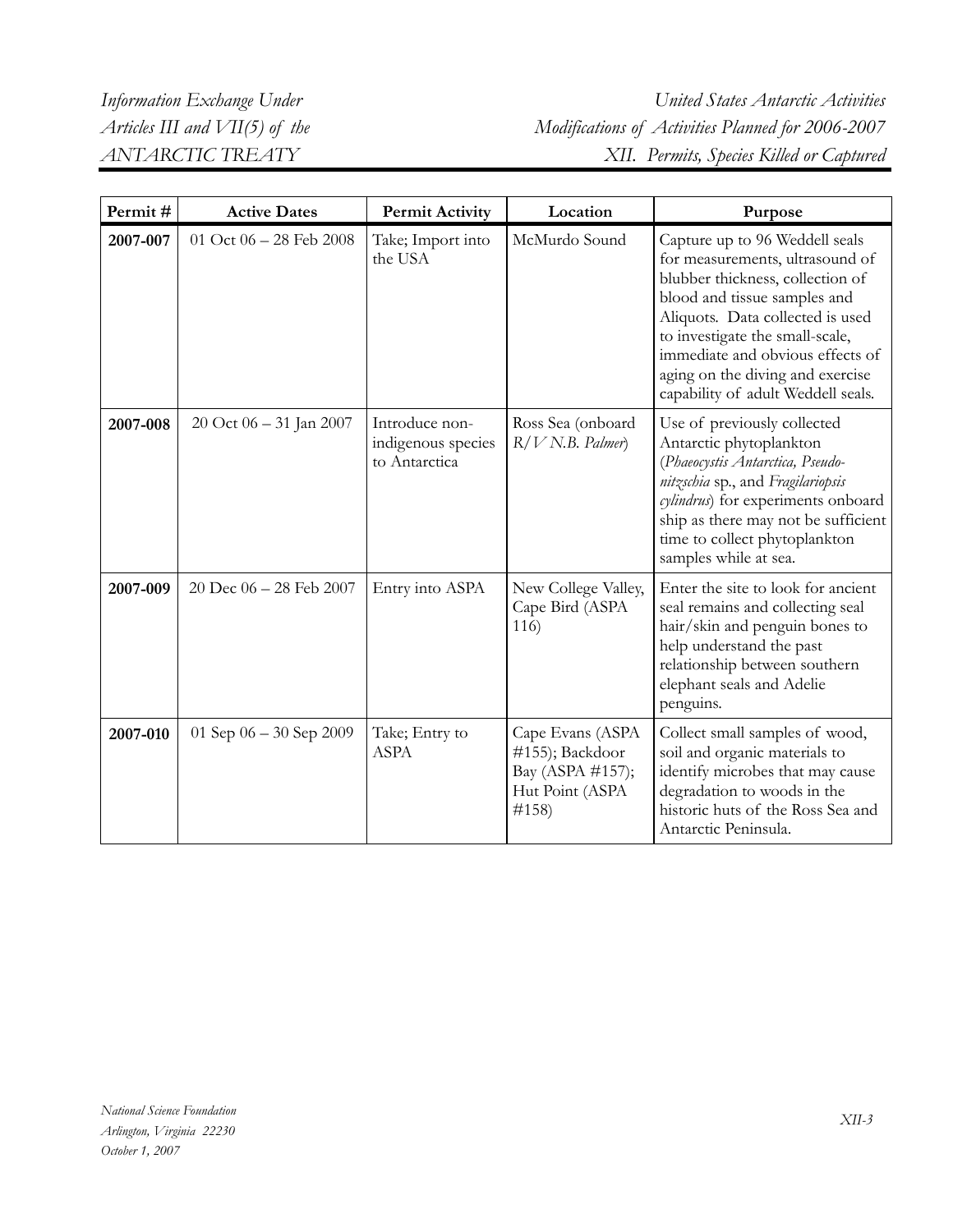| Permit # | Active Dates | Permit Activity | Location | Purpose |
|---|---|---|---|---|
| **2007-007** | 01 Oct 06 – 28 Feb 2008 | Take; Import into the USA | McMurdo Sound | Capture up to 96 Weddell seals for measurements, ultrasound of blubber thickness, collection of blood and tissue samples and Aliquots. Data collected is used to investigate the small-scale, immediate and obvious effects of aging on the diving and exercise capability of adult Weddell seals. |
| **2007-008** | 20 Oct 06 – 31 Jan 2007 | Introduce non-indigenous species to Antarctica | Ross Sea (onboard *R/V N.B. Palmer*) | Use of previously collected Antarctic phytoplankton (*Phaeocystis Antarctica, Pseudo-nitzschia* sp., and *Fragilariopsis cylindrus*) for experiments onboard ship as there may not be sufficient time to collect phytoplankton samples while at sea. |
| **2007-009** | 20 Dec 06 – 28 Feb 2007 | Entry into ASPA | New College Valley, Cape Bird (ASPA 116) | Enter the site to look for ancient seal remains and collecting seal hair/skin and penguin bones to help understand the past relationship between southern elephant seals and Adelie penguins. |
| **2007-010** | 01 Sep 06 – 30 Sep 2009 | Take; Entry to ASPA | Cape Evans (ASPA #155); Backdoor Bay (ASPA #157); Hut Point (ASPA #158) | Collect small samples of wood, soil and organic materials to identify microbes that may cause degradation to woods in the historic huts of the Ross Sea and Antarctic Peninsula. |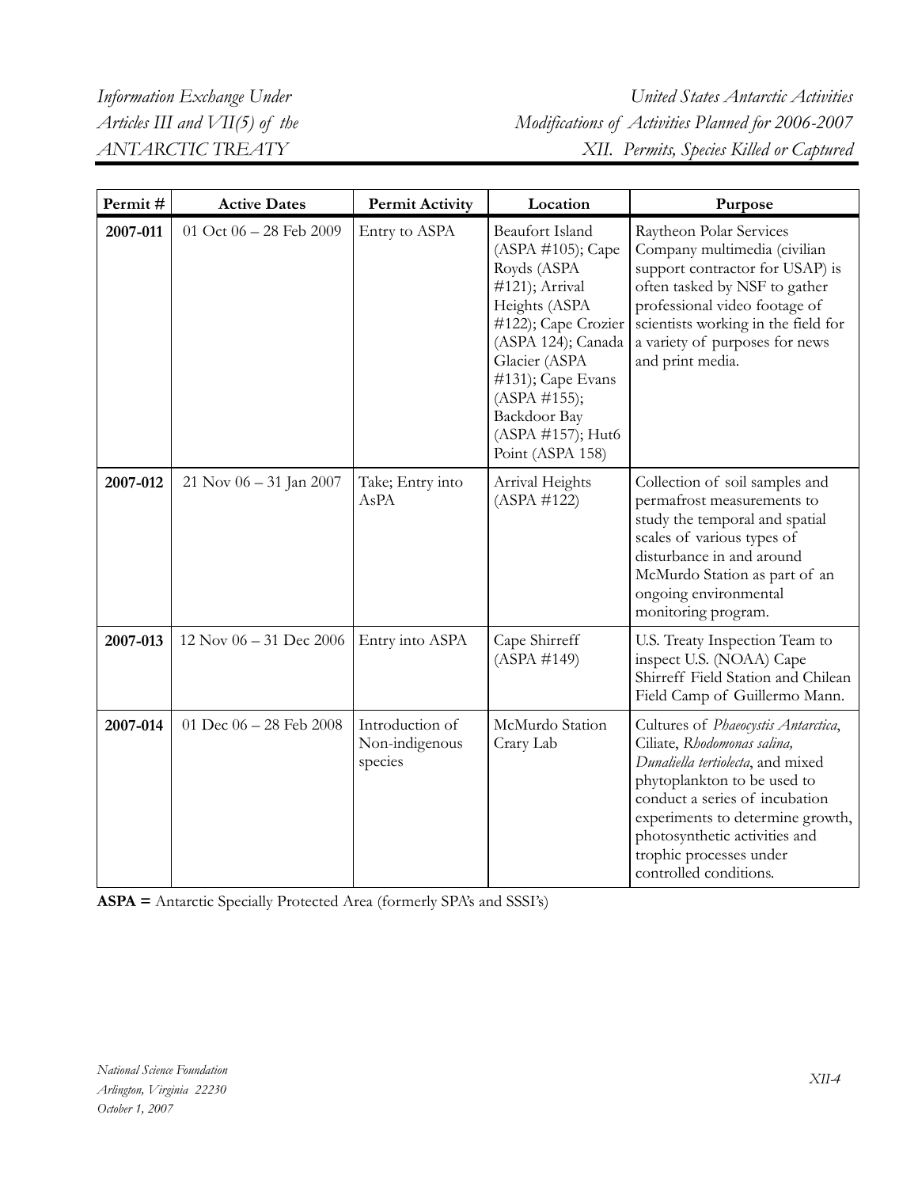| Permit # | Active Dates | Permit Activity | Location | Purpose |
|---|---|---|---|---|
| **2007-011** | 01 Oct 06 – 28 Feb 2009 | Entry to ASPA | Beaufort Island (ASPA #105); Cape Royds (ASPA #121); Arrival Heights (ASPA #122); Cape Crozier (ASPA 124); Canada Glacier (ASPA #131); Cape Evans (ASPA #155); Backdoor Bay (ASPA #157); Hut6 Point (ASPA 158) | Raytheon Polar Services Company multimedia (civilian support contractor for USAP) is often tasked by NSF to gather professional video footage of scientists working in the field for a variety of purposes for news and print media. |
| **2007-012** | 21 Nov 06 – 31 Jan 2007 | Take; Entry into AsPA | Arrival Heights (ASPA #122) | Collection of soil samples and permafrost measurements to study the temporal and spatial scales of various types of disturbance in and around McMurdo Station as part of an ongoing environmental monitoring program. |
| **2007-013** | 12 Nov 06 – 31 Dec 2006 | Entry into ASPA | Cape Shirreff (ASPA #149) | U.S. Treaty Inspection Team to inspect U.S. (NOAA) Cape Shirreff Field Station and Chilean Field Camp of Guillermo Mann. |
| **2007-014** | 01 Dec 06 – 28 Feb 2008 | Introduction of Non-indigenous species | McMurdo Station Crary Lab | Cultures of *Phaeocystis Antarctica*, Ciliate, *Rhodomonas salina, Dunaliella tertiolecta*, and mixed phytoplankton to be used to conduct a series of incubation experiments to determine growth, photosynthetic activities and trophic processes under controlled conditions. |

**ASPA =** Antarctic Specially Protected Area (formerly SPA's and SSSI's)